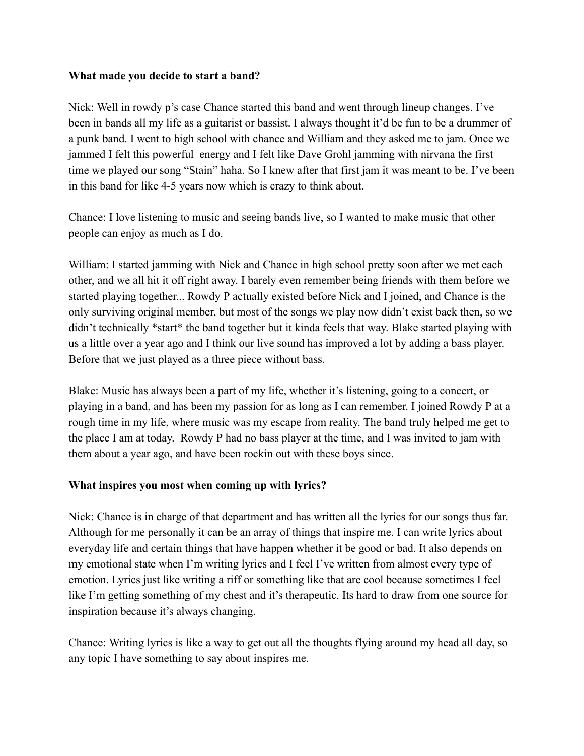**What made you decide to start a band?**

Nick: Well in rowdy p's case Chance started this band and went through lineup changes. I've been in bands all my life as a guitarist or bassist. I always thought it'd be fun to be a drummer of a punk band. I went to high school with chance and William and they asked me to jam. Once we jammed I felt this powerful  energy and I felt like Dave Grohl jamming with nirvana the first time we played our song "Stain" haha. So I knew after that first jam it was meant to be. I've been in this band for like 4-5 years now which is crazy to think about.

Chance: I love listening to music and seeing bands live, so I wanted to make music that other people can enjoy as much as I do.

William: I started jamming with Nick and Chance in high school pretty soon after we met each other, and we all hit it off right away. I barely even remember being friends with them before we started playing together... Rowdy P actually existed before Nick and I joined, and Chance is the only surviving original member, but most of the songs we play now didn't exist back then, so we didn't technically *start* the band together but it kinda feels that way. Blake started playing with us a little over a year ago and I think our live sound has improved a lot by adding a bass player. Before that we just played as a three piece without bass.

Blake: Music has always been a part of my life, whether it's listening, going to a concert, or playing in a band, and has been my passion for as long as I can remember. I joined Rowdy P at a rough time in my life, where music was my escape from reality. The band truly helped me get to the place I am at today.  Rowdy P had no bass player at the time, and I was invited to jam with them about a year ago, and have been rockin out with these boys since.

**What inspires you most when coming up with lyrics?**

Nick: Chance is in charge of that department and has written all the lyrics for our songs thus far. Although for me personally it can be an array of things that inspire me. I can write lyrics about everyday life and certain things that have happen whether it be good or bad. It also depends on my emotional state when I'm writing lyrics and I feel I've written from almost every type of emotion. Lyrics just like writing a riff or something like that are cool because sometimes I feel like I'm getting something of my chest and it's therapeutic. Its hard to draw from one source for inspiration because it's always changing.

Chance: Writing lyrics is like a way to get out all the thoughts flying around my head all day, so any topic I have something to say about inspires me.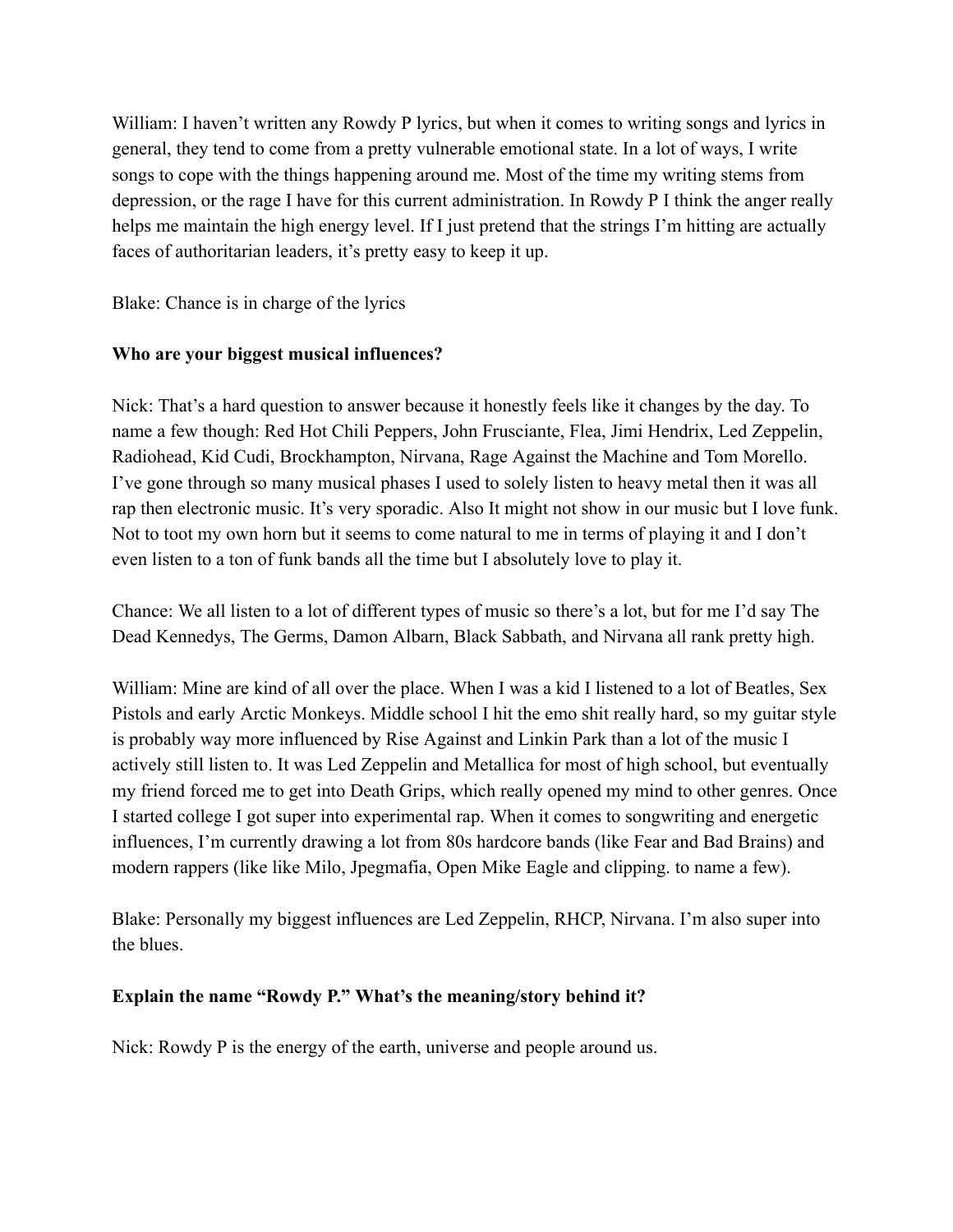William: I haven't written any Rowdy P lyrics, but when it comes to writing songs and lyrics in general, they tend to come from a pretty vulnerable emotional state. In a lot of ways, I write songs to cope with the things happening around me. Most of the time my writing stems from depression, or the rage I have for this current administration. In Rowdy P I think the anger really helps me maintain the high energy level. If I just pretend that the strings I'm hitting are actually faces of authoritarian leaders, it's pretty easy to keep it up.

Blake: Chance is in charge of the lyrics

**Who are your biggest musical influences?**

Nick: That's a hard question to answer because it honestly feels like it changes by the day. To name a few though: Red Hot Chili Peppers, John Frusciante, Flea, Jimi Hendrix, Led Zeppelin, Radiohead, Kid Cudi, Brockhampton, Nirvana, Rage Against the Machine and Tom Morello. I've gone through so many musical phases I used to solely listen to heavy metal then it was all rap then electronic music. It's very sporadic. Also It might not show in our music but I love funk. Not to toot my own horn but it seems to come natural to me in terms of playing it and I don't even listen to a ton of funk bands all the time but I absolutely love to play it.

Chance: We all listen to a lot of different types of music so there's a lot, but for me I'd say The Dead Kennedys, The Germs, Damon Albarn, Black Sabbath, and Nirvana all rank pretty high.

William: Mine are kind of all over the place. When I was a kid I listened to a lot of Beatles, Sex Pistols and early Arctic Monkeys. Middle school I hit the emo shit really hard, so my guitar style is probably way more influenced by Rise Against and Linkin Park than a lot of the music I actively still listen to. It was Led Zeppelin and Metallica for most of high school, but eventually my friend forced me to get into Death Grips, which really opened my mind to other genres. Once I started college I got super into experimental rap. When it comes to songwriting and energetic influences, I'm currently drawing a lot from 80s hardcore bands (like Fear and Bad Brains) and modern rappers (like like Milo, Jpegmafia, Open Mike Eagle and clipping. to name a few).

Blake: Personally my biggest influences are Led Zeppelin, RHCP, Nirvana. I'm also super into the blues.

**Explain the name "Rowdy P." What's the meaning/story behind it?**

Nick: Rowdy P is the energy of the earth, universe and people around us.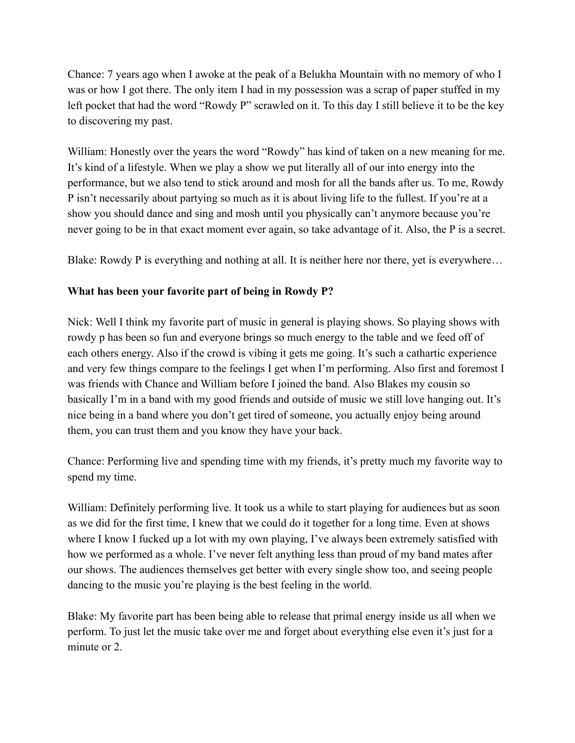Chance: 7 years ago when I awoke at the peak of a Belukha Mountain with no memory of who I was or how I got there. The only item I had in my possession was a scrap of paper stuffed in my left pocket that had the word "Rowdy P" scrawled on it. To this day I still believe it to be the key to discovering my past.

William: Honestly over the years the word "Rowdy" has kind of taken on a new meaning for me. It's kind of a lifestyle. When we play a show we put literally all of our into energy into the performance, but we also tend to stick around and mosh for all the bands after us. To me, Rowdy P isn't necessarily about partying so much as it is about living life to the fullest. If you're at a show you should dance and sing and mosh until you physically can't anymore because you're never going to be in that exact moment ever again, so take advantage of it. Also, the P is a secret.

Blake: Rowdy P is everything and nothing at all. It is neither here nor there, yet is everywhere…

**What has been your favorite part of being in Rowdy P?**

Nick: Well I think my favorite part of music in general is playing shows. So playing shows with rowdy p has been so fun and everyone brings so much energy to the table and we feed off of each others energy. Also if the crowd is vibing it gets me going. It's such a cathartic experience and very few things compare to the feelings I get when I'm performing. Also first and foremost I was friends with Chance and William before I joined the band. Also Blakes my cousin so basically I'm in a band with my good friends and outside of music we still love hanging out. It's nice being in a band where you don't get tired of someone, you actually enjoy being around them, you can trust them and you know they have your back.

Chance: Performing live and spending time with my friends, it's pretty much my favorite way to spend my time.

William: Definitely performing live. It took us a while to start playing for audiences but as soon as we did for the first time, I knew that we could do it together for a long time. Even at shows where I know I fucked up a lot with my own playing, I've always been extremely satisfied with how we performed as a whole. I've never felt anything less than proud of my band mates after our shows. The audiences themselves get better with every single show too, and seeing people dancing to the music you're playing is the best feeling in the world.

Blake: My favorite part has been being able to release that primal energy inside us all when we perform. To just let the music take over me and forget about everything else even it's just for a minute or 2.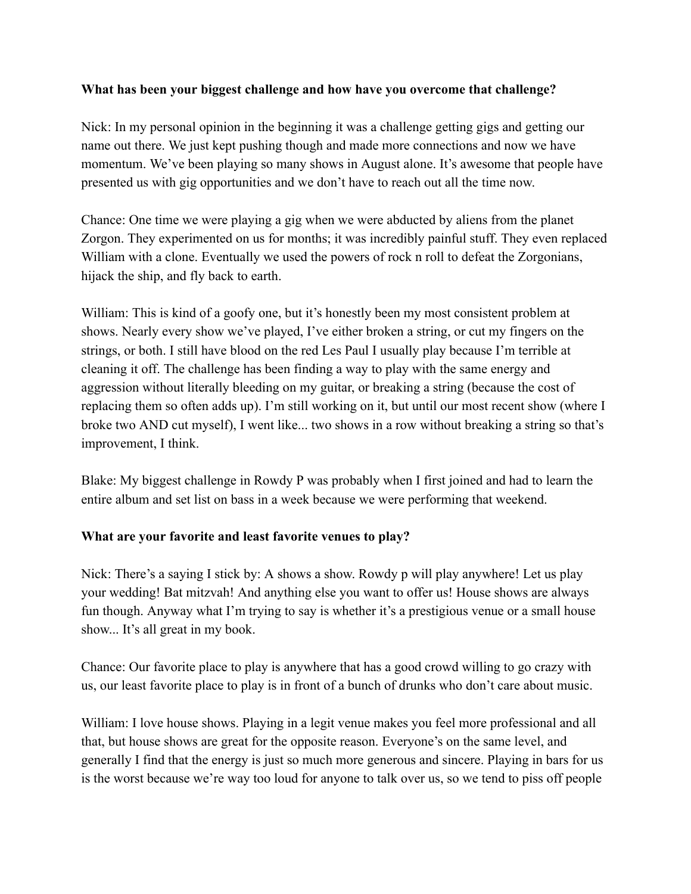**What has been your biggest challenge and how have you overcome that challenge?**

Nick: In my personal opinion in the beginning it was a challenge getting gigs and getting our name out there. We just kept pushing though and made more connections and now we have momentum. We've been playing so many shows in August alone. It's awesome that people have presented us with gig opportunities and we don't have to reach out all the time now.

Chance: One time we were playing a gig when we were abducted by aliens from the planet Zorgon. They experimented on us for months; it was incredibly painful stuff. They even replaced William with a clone. Eventually we used the powers of rock n roll to defeat the Zorgonians, hijack the ship, and fly back to earth.

William: This is kind of a goofy one, but it's honestly been my most consistent problem at shows. Nearly every show we've played, I've either broken a string, or cut my fingers on the strings, or both. I still have blood on the red Les Paul I usually play because I'm terrible at cleaning it off. The challenge has been finding a way to play with the same energy and aggression without literally bleeding on my guitar, or breaking a string (because the cost of replacing them so often adds up). I'm still working on it, but until our most recent show (where I broke two AND cut myself), I went like... two shows in a row without breaking a string so that's improvement, I think.

Blake: My biggest challenge in Rowdy P was probably when I first joined and had to learn the entire album and set list on bass in a week because we were performing that weekend.

**What are your favorite and least favorite venues to play?**

Nick: There's a saying I stick by: A shows a show. Rowdy p will play anywhere! Let us play your wedding! Bat mitzvah! And anything else you want to offer us! House shows are always fun though. Anyway what I'm trying to say is whether it's a prestigious venue or a small house show... It's all great in my book.

Chance: Our favorite place to play is anywhere that has a good crowd willing to go crazy with us, our least favorite place to play is in front of a bunch of drunks who don't care about music.

William: I love house shows. Playing in a legit venue makes you feel more professional and all that, but house shows are great for the opposite reason. Everyone's on the same level, and generally I find that the energy is just so much more generous and sincere. Playing in bars for us is the worst because we're way too loud for anyone to talk over us, so we tend to piss off people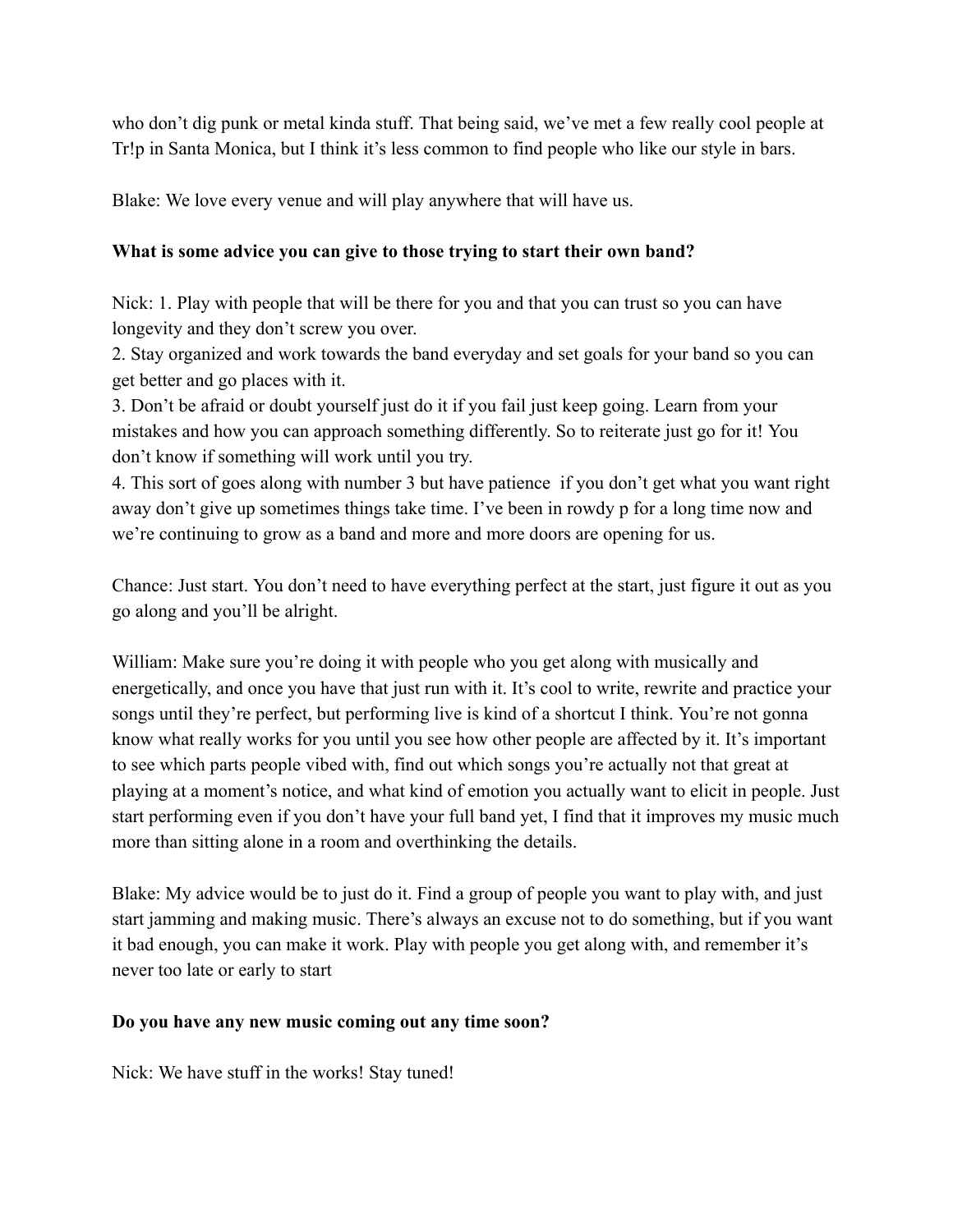who don't dig punk or metal kinda stuff. That being said, we've met a few really cool people at Tr!p in Santa Monica, but I think it's less common to find people who like our style in bars.

Blake: We love every venue and will play anywhere that will have us.

**What is some advice you can give to those trying to start their own band?**

Nick: 1. Play with people that will be there for you and that you can trust so you can have longevity and they don't screw you over.
2. Stay organized and work towards the band everyday and set goals for your band so you can get better and go places with it.
3. Don't be afraid or doubt yourself just do it if you fail just keep going. Learn from your mistakes and how you can approach something differently. So to reiterate just go for it! You don't know if something will work until you try.
4. This sort of goes along with number 3 but have patience if you don't get what you want right away don't give up sometimes things take time. I've been in rowdy p for a long time now and we're continuing to grow as a band and more and more doors are opening for us.

Chance: Just start. You don't need to have everything perfect at the start, just figure it out as you go along and you'll be alright.

William: Make sure you're doing it with people who you get along with musically and energetically, and once you have that just run with it. It's cool to write, rewrite and practice your songs until they're perfect, but performing live is kind of a shortcut I think. You're not gonna know what really works for you until you see how other people are affected by it. It's important to see which parts people vibed with, find out which songs you're actually not that great at playing at a moment's notice, and what kind of emotion you actually want to elicit in people. Just start performing even if you don't have your full band yet, I find that it improves my music much more than sitting alone in a room and overthinking the details.

Blake: My advice would be to just do it. Find a group of people you want to play with, and just start jamming and making music. There's always an excuse not to do something, but if you want it bad enough, you can make it work. Play with people you get along with, and remember it's never too late or early to start

**Do you have any new music coming out any time soon?**

Nick: We have stuff in the works! Stay tuned!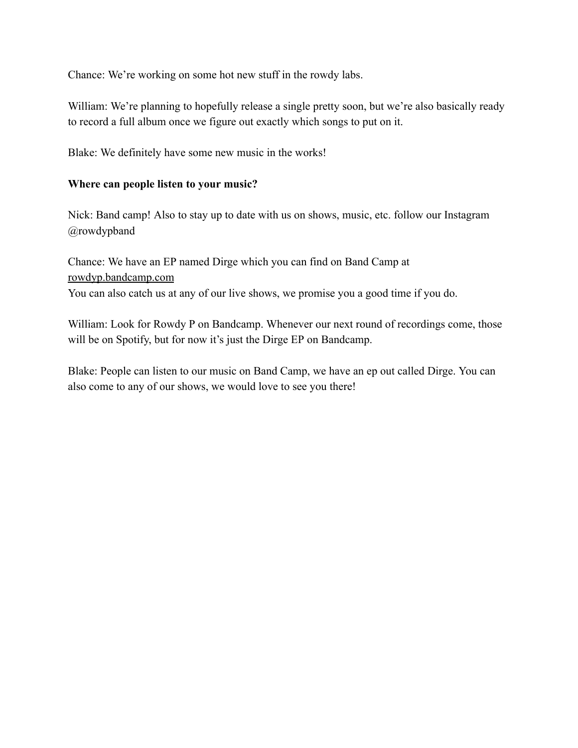Chance: We're working on some hot new stuff in the rowdy labs.

William: We're planning to hopefully release a single pretty soon, but we're also basically ready to record a full album once we figure out exactly which songs to put on it.

Blake: We definitely have some new music in the works!

**Where can people listen to your music?**

Nick: Band camp! Also to stay up to date with us on shows, music, etc. follow our Instagram @rowdypband

Chance: We have an EP named Dirge which you can find on Band Camp at rowdyp.bandcamp.com
You can also catch us at any of our live shows, we promise you a good time if you do.

William: Look for Rowdy P on Bandcamp. Whenever our next round of recordings come, those will be on Spotify, but for now it's just the Dirge EP on Bandcamp.

Blake: People can listen to our music on Band Camp, we have an ep out called Dirge. You can also come to any of our shows, we would love to see you there!